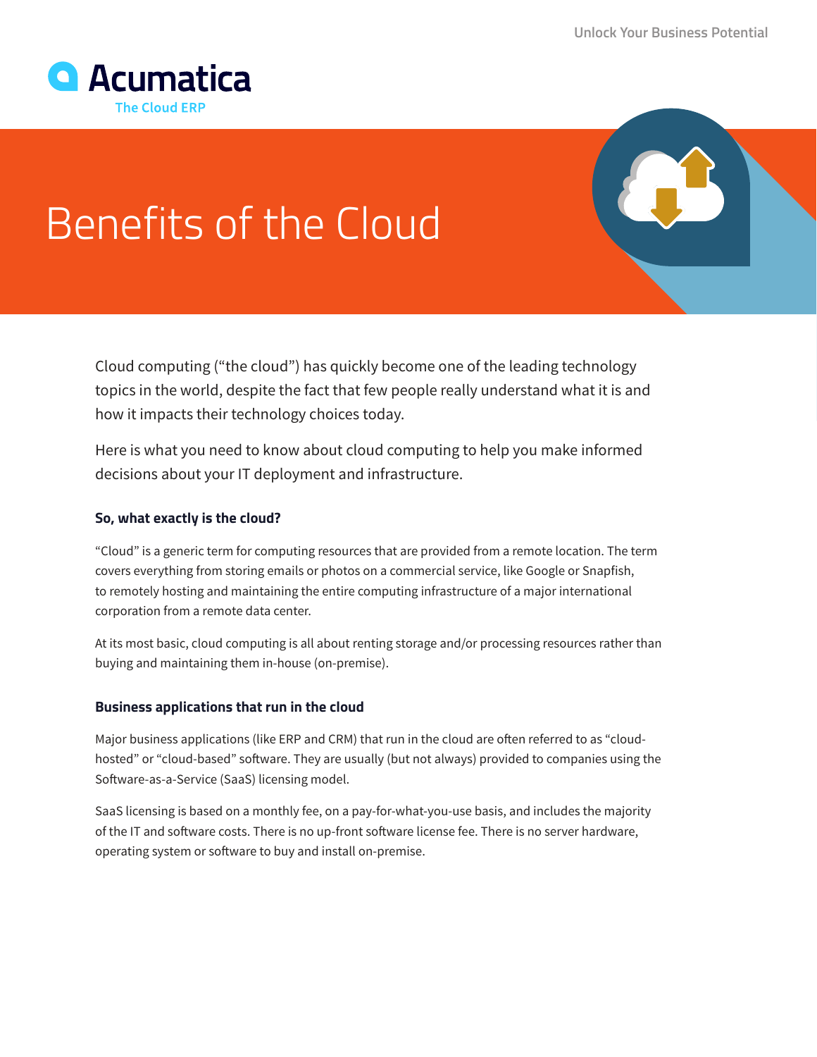Acumatica
The Cloud ERP

# Benefits of the Cloud

Cloud computing ("the cloud") has quickly become one of the leading technology topics in the world, despite the fact that few people really understand what it is and how it impacts their technology choices today.

Here is what you need to know about cloud computing to help you make informed decisions about your IT deployment and infrastructure.

### So, what exactly is the cloud?

"Cloud" is a generic term for computing resources that are provided from a remote location. The term covers everything from storing emails or photos on a commercial service, like Google or Snapfish, to remotely hosting and maintaining the entire computing infrastructure of a major international corporation from a remote data center.

At its most basic, cloud computing is all about renting storage and/or processing resources rather than buying and maintaining them in-house (on-premise).

### Business applications that run in the cloud

Major business applications (like ERP and CRM) that run in the cloud are often referred to as "cloud-hosted" or "cloud-based" software. They are usually (but not always) provided to companies using the Software-as-a-Service (SaaS) licensing model.

SaaS licensing is based on a monthly fee, on a pay-for-what-you-use basis, and includes the majority of the IT and software costs. There is no up-front software license fee. There is no server hardware, operating system or software to buy and install on-premise.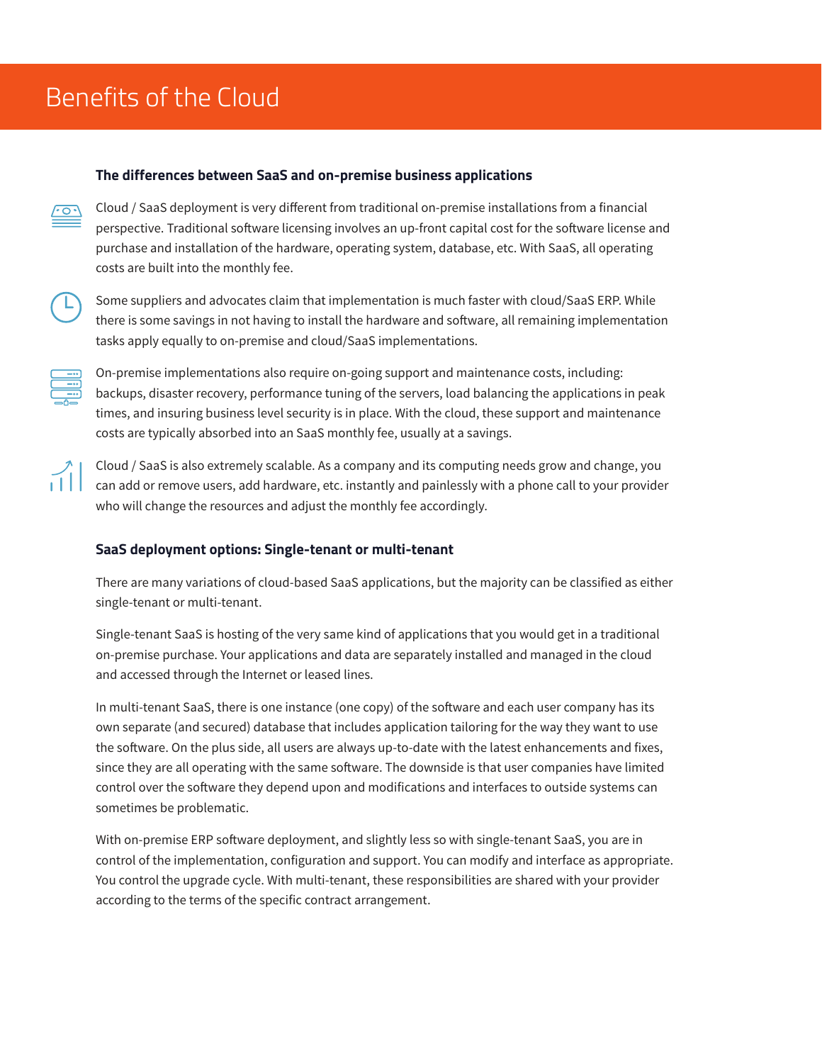# Benefits of the Cloud

### The differences between SaaS and on-premise business applications

Cloud / SaaS deployment is very different from traditional on-premise installations from a financial perspective. Traditional software licensing involves an up-front capital cost for the software license and purchase and installation of the hardware, operating system, database, etc. With SaaS, all operating costs are built into the monthly fee.

Some suppliers and advocates claim that implementation is much faster with cloud/SaaS ERP. While there is some savings in not having to install the hardware and software, all remaining implementation tasks apply equally to on-premise and cloud/SaaS implementations.

On-premise implementations also require on-going support and maintenance costs, including: backups, disaster recovery, performance tuning of the servers, load balancing the applications in peak times, and insuring business level security is in place. With the cloud, these support and maintenance costs are typically absorbed into an SaaS monthly fee, usually at a savings.

Cloud / SaaS is also extremely scalable. As a company and its computing needs grow and change, you can add or remove users, add hardware, etc. instantly and painlessly with a phone call to your provider who will change the resources and adjust the monthly fee accordingly.

### SaaS deployment options: Single-tenant or multi-tenant

There are many variations of cloud-based SaaS applications, but the majority can be classified as either single-tenant or multi-tenant.

Single-tenant SaaS is hosting of the very same kind of applications that you would get in a traditional on-premise purchase. Your applications and data are separately installed and managed in the cloud and accessed through the Internet or leased lines.

In multi-tenant SaaS, there is one instance (one copy) of the software and each user company has its own separate (and secured) database that includes application tailoring for the way they want to use the software. On the plus side, all users are always up-to-date with the latest enhancements and fixes, since they are all operating with the same software. The downside is that user companies have limited control over the software they depend upon and modifications and interfaces to outside systems can sometimes be problematic.

With on-premise ERP software deployment, and slightly less so with single-tenant SaaS, you are in control of the implementation, configuration and support. You can modify and interface as appropriate. You control the upgrade cycle. With multi-tenant, these responsibilities are shared with your provider according to the terms of the specific contract arrangement.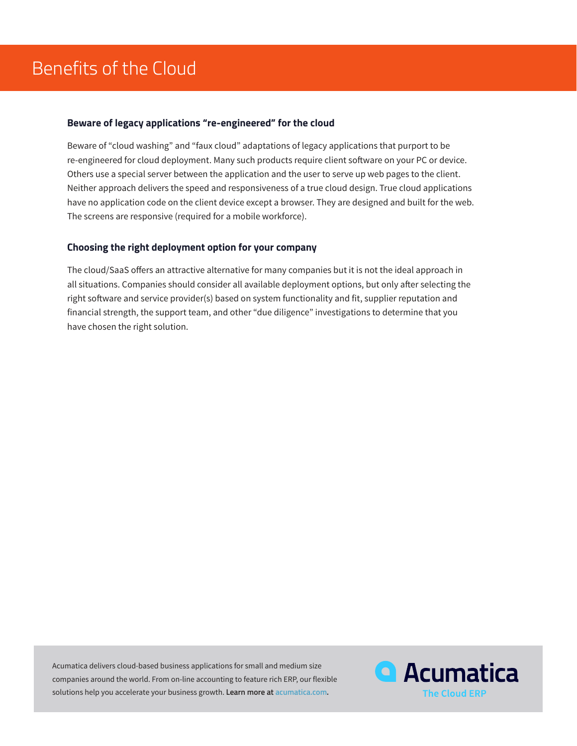# Benefits of the Cloud

### Beware of legacy applications "re-engineered" for the cloud

Beware of "cloud washing" and "faux cloud" adaptations of legacy applications that purport to be re-engineered for cloud deployment. Many such products require client software on your PC or device. Others use a special server between the application and the user to serve up web pages to the client. Neither approach delivers the speed and responsiveness of a true cloud design. True cloud applications have no application code on the client device except a browser. They are designed and built for the web. The screens are responsive (required for a mobile workforce).

### Choosing the right deployment option for your company

The cloud/SaaS offers an attractive alternative for many companies but it is not the ideal approach in all situations. Companies should consider all available deployment options, but only after selecting the right software and service provider(s) based on system functionality and fit, supplier reputation and financial strength, the support team, and other "due diligence" investigations to determine that you have chosen the right solution.

Acumatica delivers cloud-based business applications for small and medium size companies around the world. From on-line accounting to feature rich ERP, our flexible solutions help you accelerate your business growth. **Learn more at acumatica.com.**

Acumatica
The Cloud ERP